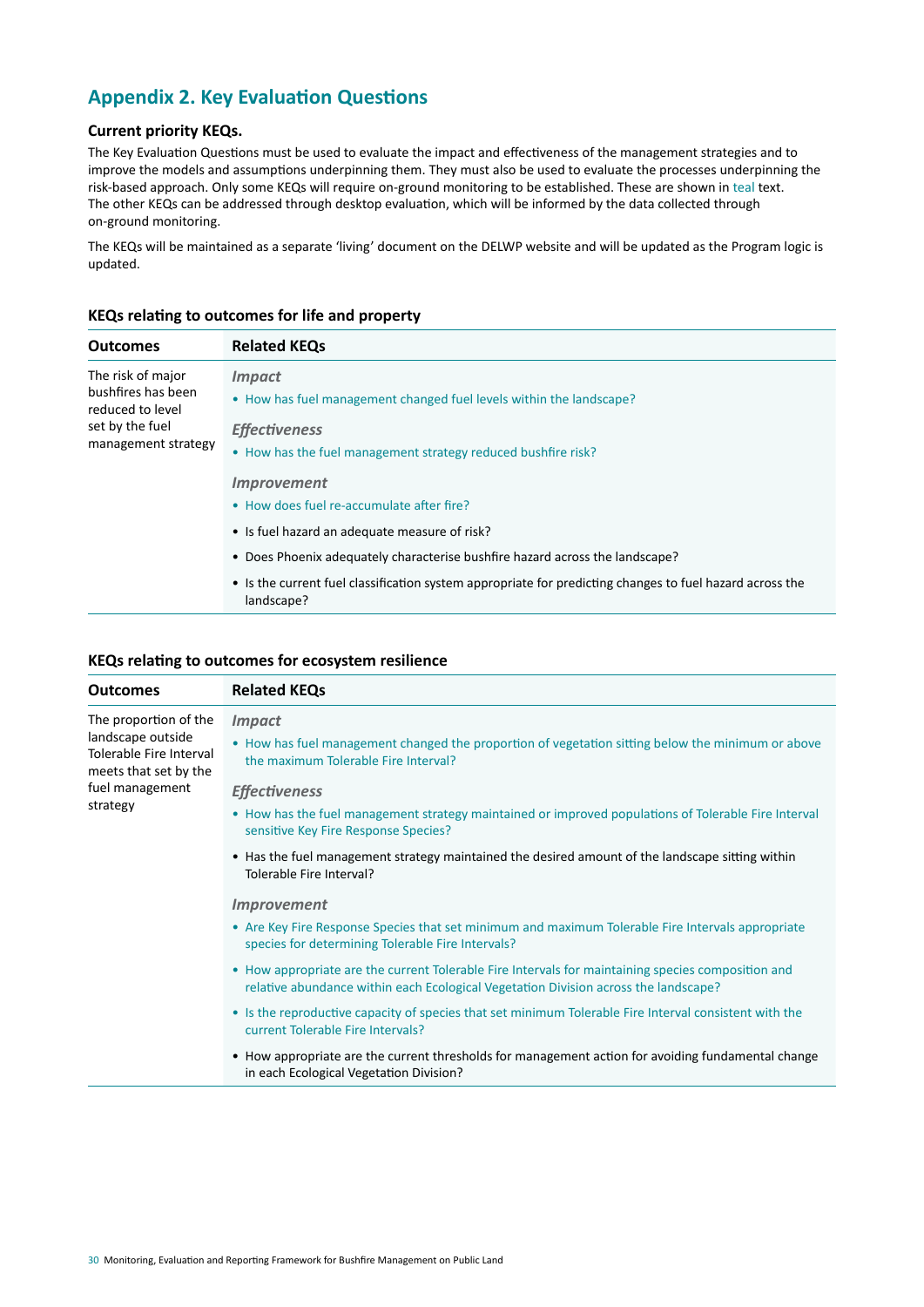## Appendix 2. Key Evaluation Questions

### Current priority KEQs.

The Key Evaluation Questions must be used to evaluate the impact and effectiveness of the management strategies and to improve the models and assumptions underpinning them. They must also be used to evaluate the processes underpinning the risk-based approach. Only some KEQs will require on-ground monitoring to be established. These are shown in teal text. The other KEQs can be addressed through desktop evaluation, which will be informed by the data collected through on-ground monitoring.

The KEQs will be maintained as a separate 'living' document on the DELWP website and will be updated as the Program logic is updated.

#### KEQs relating to outcomes for life and property

| Outcomes | Related KEQs |
|---|---|
| The risk of major bushfires has been reduced to level set by the fuel management strategy | ***Impact*** <br> • How has fuel management changed fuel levels within the landscape? <br> ***Effectiveness*** <br> • How has the fuel management strategy reduced bushfire risk? <br> ***Improvement*** <br> • How does fuel re-accumulate after fire? <br> • Is fuel hazard an adequate measure of risk? <br> • Does Phoenix adequately characterise bushfire hazard across the landscape? <br> • Is the current fuel classification system appropriate for predicting changes to fuel hazard across the landscape? |

#### KEQs relating to outcomes for ecosystem resilience

| Outcomes | Related KEQs |
|---|---|
| The proportion of the landscape outside Tolerable Fire Interval meets that set by the fuel management strategy | ***Impact*** <br> • How has fuel management changed the proportion of vegetation sitting below the minimum or above the maximum Tolerable Fire Interval? <br> ***Effectiveness*** <br> • How has the fuel management strategy maintained or improved populations of Tolerable Fire Interval sensitive Key Fire Response Species? <br> • Has the fuel management strategy maintained the desired amount of the landscape sitting within Tolerable Fire Interval? <br> ***Improvement*** <br> • Are Key Fire Response Species that set minimum and maximum Tolerable Fire Intervals appropriate species for determining Tolerable Fire Intervals? <br> • How appropriate are the current Tolerable Fire Intervals for maintaining species composition and relative abundance within each Ecological Vegetation Division across the landscape? <br> • Is the reproductive capacity of species that set minimum Tolerable Fire Interval consistent with the current Tolerable Fire Intervals? <br> • How appropriate are the current thresholds for management action for avoiding fundamental change in each Ecological Vegetation Division? |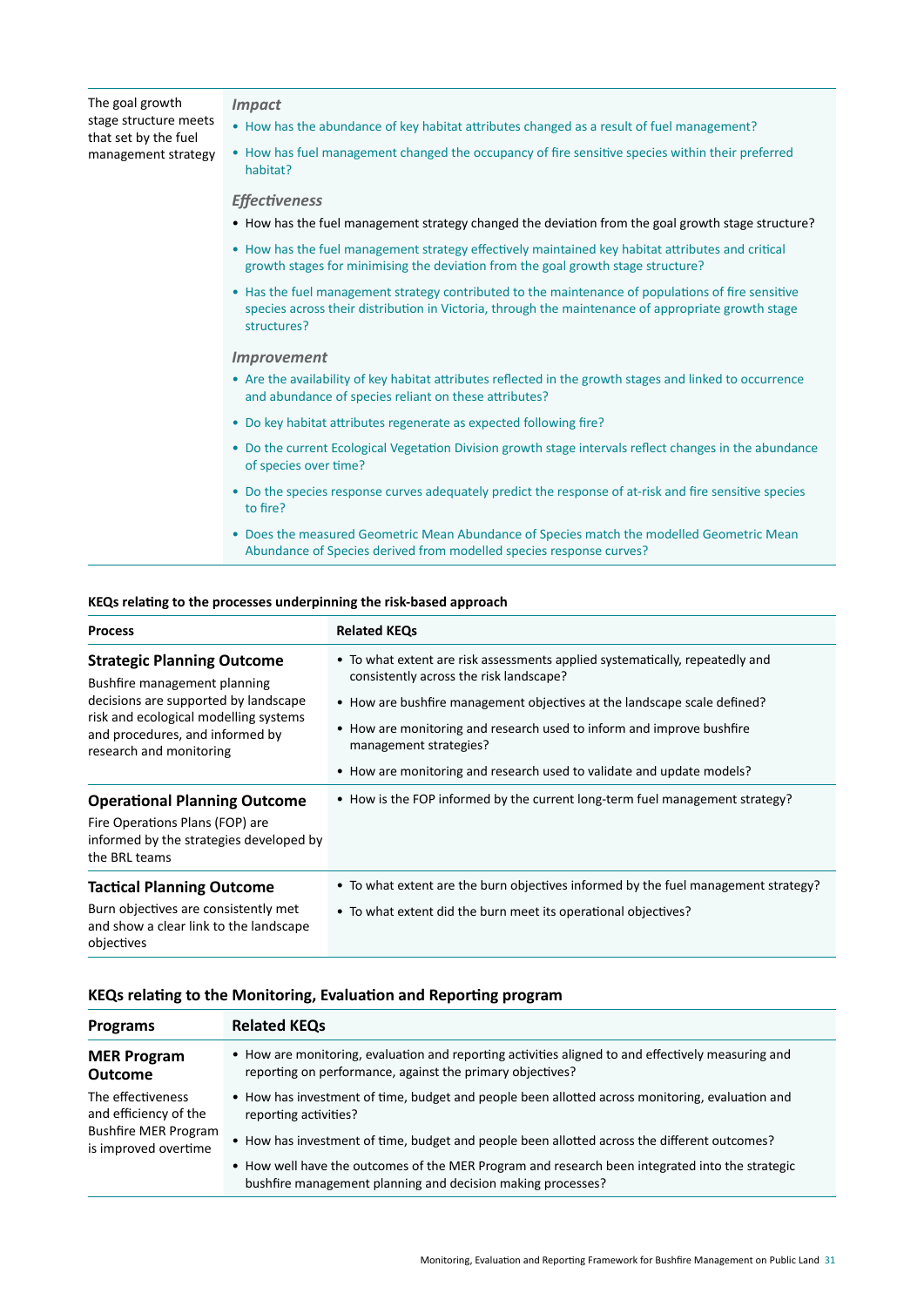| | |
|---|---|
| The goal growth stage structure meets that set by the fuel management strategy | ***Impact***<br>• How has the abundance of key habitat attributes changed as a result of fuel management?<br>• How has fuel management changed the occupancy of fire sensitive species within their preferred habitat?<br>***Effectiveness***<br>• How has the fuel management strategy changed the deviation from the goal growth stage structure?<br>• How has the fuel management strategy effectively maintained key habitat attributes and critical growth stages for minimising the deviation from the goal growth stage structure?<br>• Has the fuel management strategy contributed to the maintenance of populations of fire sensitive species across their distribution in Victoria, through the maintenance of appropriate growth stage structures?<br>***Improvement***<br>• Are the availability of key habitat attributes reflected in the growth stages and linked to occurrence and abundance of species reliant on these attributes?<br>• Do key habitat attributes regenerate as expected following fire?<br>• Do the current Ecological Vegetation Division growth stage intervals reflect changes in the abundance of species over time?<br>• Do the species response curves adequately predict the response of at-risk and fire sensitive species to fire?<br>• Does the measured Geometric Mean Abundance of Species match the modelled Geometric Mean Abundance of Species derived from modelled species response curves? |

**KEQs relating to the processes underpinning the risk-based approach**

| Process | Related KEQs |
|---|---|
| **Strategic Planning Outcome**<br>Bushfire management planning decisions are supported by landscape risk and ecological modelling systems and procedures, and informed by research and monitoring | • To what extent are risk assessments applied systematically, repeatedly and consistently across the risk landscape?<br>• How are bushfire management objectives at the landscape scale defined?<br>• How are monitoring and research used to inform and improve bushfire management strategies?<br>• How are monitoring and research used to validate and update models? |
| **Operational Planning Outcome**<br>Fire Operations Plans (FOP) are informed by the strategies developed by the BRL teams | • How is the FOP informed by the current long-term fuel management strategy? |
| **Tactical Planning Outcome**<br>Burn objectives are consistently met and show a clear link to the landscape objectives | • To what extent are the burn objectives informed by the fuel management strategy?<br>• To what extent did the burn meet its operational objectives? |

## KEQs relating to the Monitoring, Evaluation and Reporting program

| Programs | Related KEQs |
|---|---|
| **MER Program Outcome**<br>The effectiveness and efficiency of the Bushfire MER Program is improved overtime | • How are monitoring, evaluation and reporting activities aligned to and effectively measuring and reporting on performance, against the primary objectives?<br>• How has investment of time, budget and people been allotted across monitoring, evaluation and reporting activities?<br>• How has investment of time, budget and people been allotted across the different outcomes?<br>• How well have the outcomes of the MER Program and research been integrated into the strategic bushfire management planning and decision making processes? |